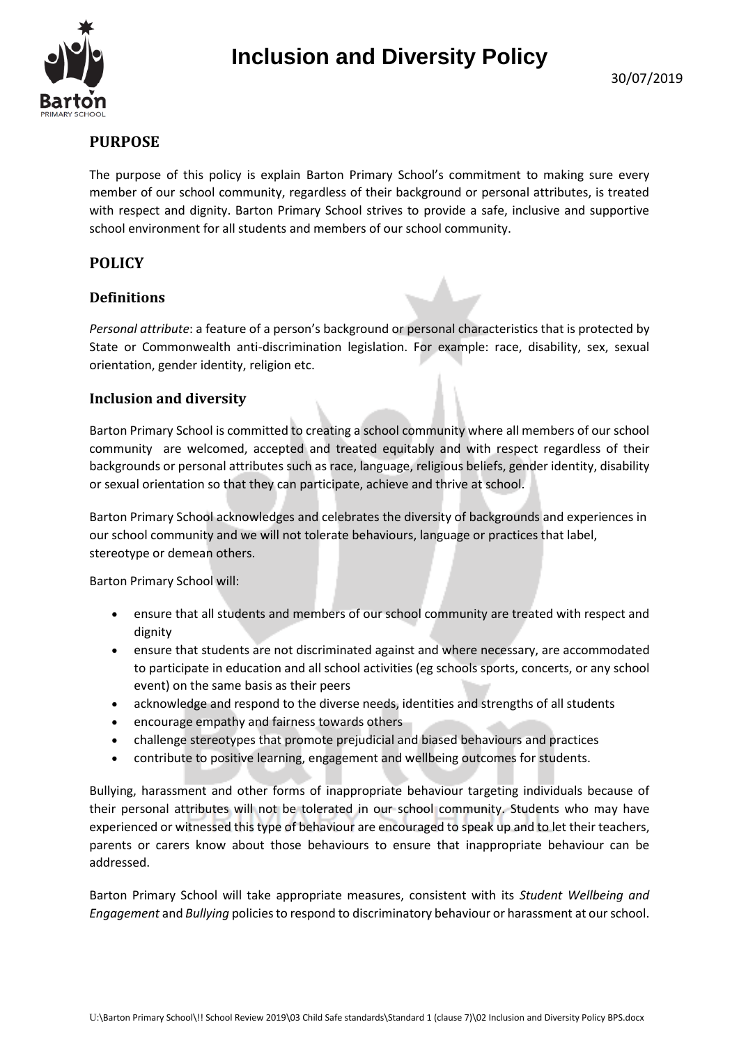# Inclusion and Diversity Policy

30/07/2019

## PURPOSE

The purpose of this policy is explain Barton Primary School's commitment to making sure every member of our school community, regardless of their background or personal attributes, is treated with respect and dignity. Barton Primary School strives to provide a safe, inclusive and supportive school environment for all students and members of our school community.

## POLICY

### Definitions

*Personal attribute*: a feature of a person's background or personal characteristics that is protected by State or Commonwealth anti-discrimination legislation. For example: race, disability, sex, sexual orientation, gender identity, religion etc.

### Inclusion and diversity

Barton Primary School is committed to creating a school community where all members of our school community are welcomed, accepted and treated equitably and with respect regardless of their backgrounds or personal attributes such as race, language, religious beliefs, gender identity, disability or sexual orientation so that they can participate, achieve and thrive at school.

Barton Primary School acknowledges and celebrates the diversity of backgrounds and experiences in our school community and we will not tolerate behaviours, language or practices that label, stereotype or demean others.

Barton Primary School will:

- ensure that all students and members of our school community are treated with respect and dignity
- ensure that students are not discriminated against and where necessary, are accommodated to participate in education and all school activities (eg schools sports, concerts, or any school event) on the same basis as their peers
- acknowledge and respond to the diverse needs, identities and strengths of all students
- encourage empathy and fairness towards others
- challenge stereotypes that promote prejudicial and biased behaviours and practices
- contribute to positive learning, engagement and wellbeing outcomes for students.

Bullying, harassment and other forms of inappropriate behaviour targeting individuals because of their personal attributes will not be tolerated in our school community. Students who may have experienced or witnessed this type of behaviour are encouraged to speak up and to let their teachers, parents or carers know about those behaviours to ensure that inappropriate behaviour can be addressed.

Barton Primary School will take appropriate measures, consistent with its *Student Wellbeing and Engagement* and *Bullying* policies to respond to discriminatory behaviour or harassment at our school.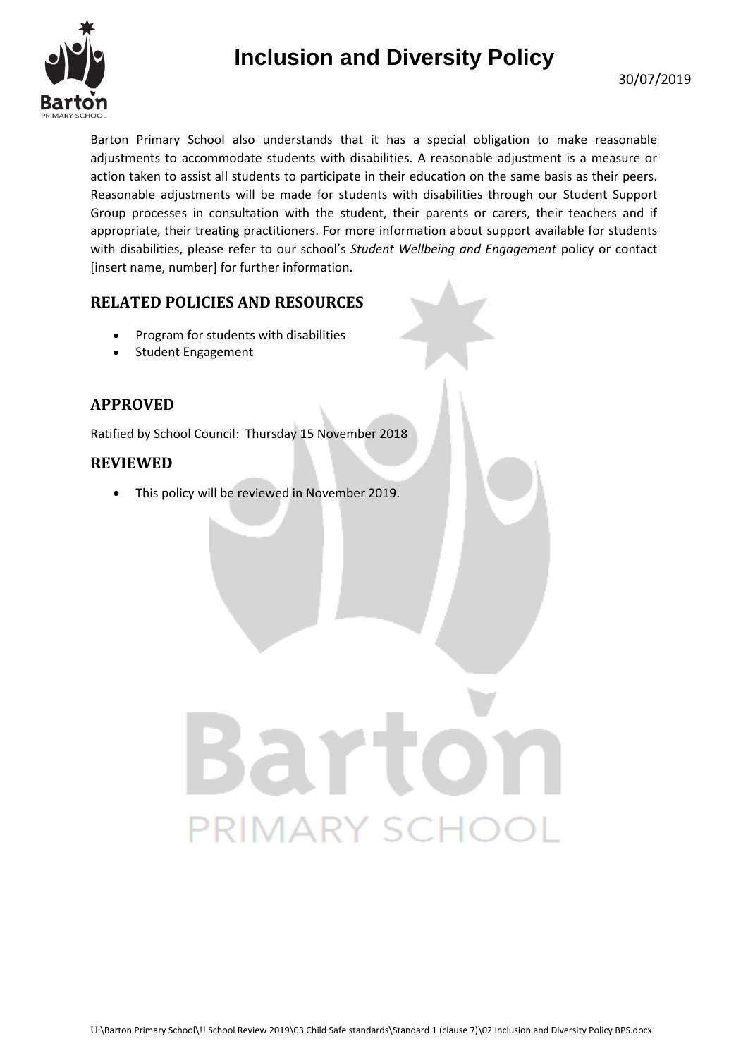Barton Primary School also understands that it has a special obligation to make reasonable adjustments to accommodate students with disabilities. A reasonable adjustment is a measure or action taken to assist all students to participate in their education on the same basis as their peers. Reasonable adjustments will be made for students with disabilities through our Student Support Group processes in consultation with the student, their parents or carers, their teachers and if appropriate, their treating practitioners. For more information about support available for students with disabilities, please refer to our school's *Student Wellbeing and Engagement* policy or contact [insert name, number] for further information.

## RELATED POLICIES AND RESOURCES

- Program for students with disabilities
- Student Engagement

## APPROVED

Ratified by School Council: Thursday 15 November 2018

## REVIEWED

- This policy will be reviewed in November 2019.